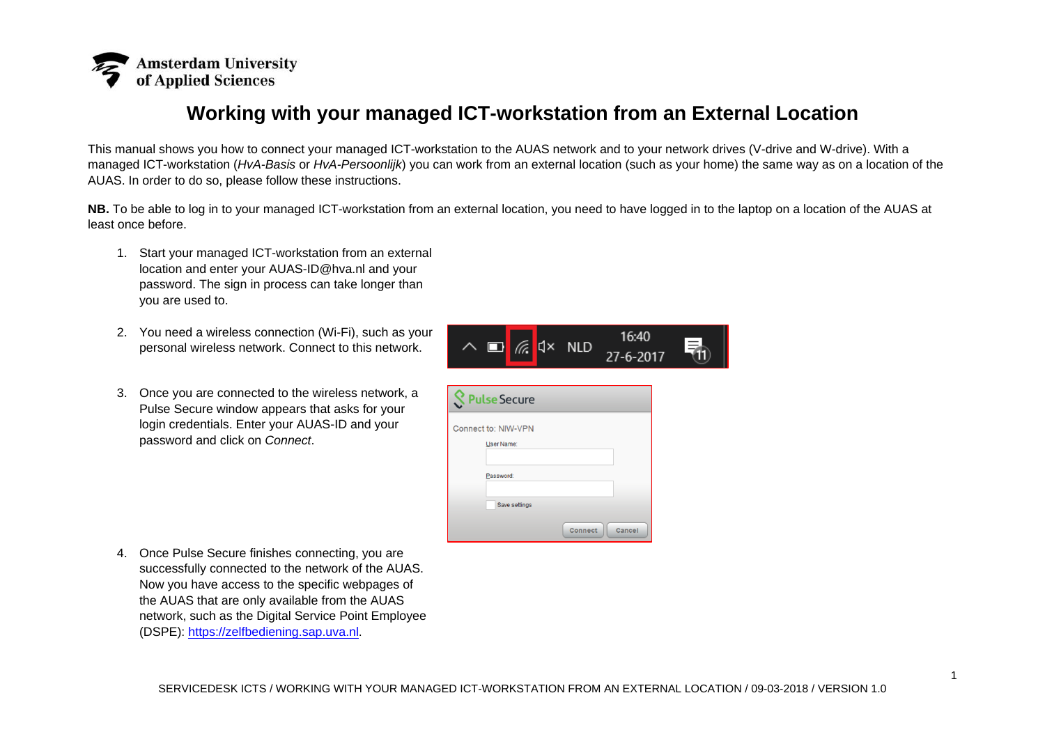# Working with your managed ICT-workstation from an External Location

This manual shows you how to connect your managed ICT-workstation to the AUAS network and to your network drives (V-drive and W-drive). With a managed ICT-workstation (*HvA-Basis* or *HvA-Persoonlijk*) you can work from an external location (such as your home) the same way as on a location of the AUAS. In order to do so, please follow these instructions.

**NB.** To be able to log in to your managed ICT-workstation from an external location, you need to have logged in to the laptop on a location of the AUAS at least once before.

1. Start your managed ICT-workstation from an external location and enter your AUAS-ID@hva.nl and your password. The sign in process can take longer than you are used to.
2. You need a wireless connection (Wi-Fi), such as your personal wireless network. Connect to this network.
3. Once you are connected to the wireless network, a Pulse Secure window appears that asks for your login credentials. Enter your AUAS-ID and your password and click on *Connect*.
4. Once Pulse Secure finishes connecting, you are successfully connected to the network of the AUAS. Now you have access to the specific webpages of the AUAS that are only available from the AUAS network, such as the Digital Service Point Employee (DSPE): [https://zelfbediening.sap.uva.nl](https://zelfbediening.sap.uva.nl).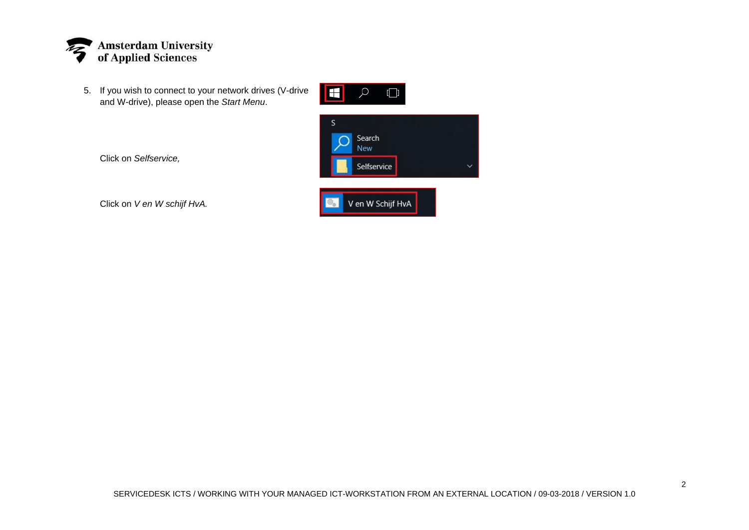5. If you wish to connect to your network drives (V-drive and W-drive), please open the *Start Menu*.

   Click on *Selfservice,*

   Click on *V en W schijf HvA.*